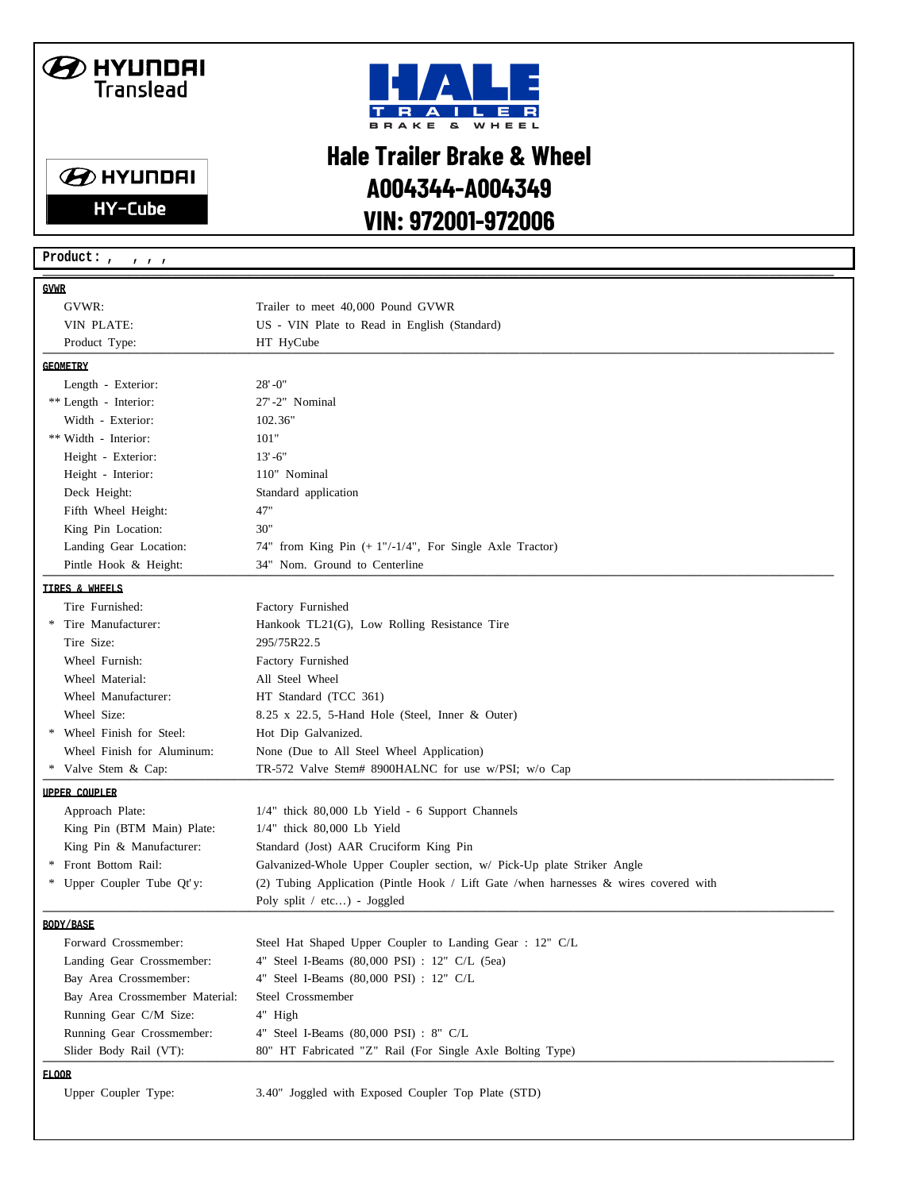HYUNDAI Translead

HYUNDAI HY-Cube

# Hale Trailer Brake & Wheel
# A004344-A004349
# VIN: 972001-972006

**Product : , , , ,**

## GVWR

| | |
|---|---|
| GVWR: | Trailer to meet 40,000 Pound GVWR |
| VIN PLATE: | US - VIN Plate to Read in English (Standard) |
| Product Type: | HT HyCube |

## GEOMETRY

| | |
|---|---|
| Length - Exterior: | 28'-0" |
| ** Length - Interior: | 27'-2" Nominal |
| Width - Exterior: | 102.36" |
| ** Width - Interior: | 101" |
| Height - Exterior: | 13'-6" |
| Height - Interior: | 110" Nominal |
| Deck Height: | Standard application |
| Fifth Wheel Height: | 47" |
| King Pin Location: | 30" |
| Landing Gear Location: | 74" from King Pin (+ 1"/-1/4", For Single Axle Tractor) |
| Pintle Hook & Height: | 34" Nom. Ground to Centerline |

## TIRES & WHEELS

| | |
|---|---|
| Tire Furnished: | Factory Furnished |
| * Tire Manufacturer: | Hankook TL21(G), Low Rolling Resistance Tire |
| Tire Size: | 295/75R22.5 |
| Wheel Furnish: | Factory Furnished |
| Wheel Material: | All Steel Wheel |
| Wheel Manufacturer: | HT Standard (TCC 361) |
| Wheel Size: | 8.25 x 22.5, 5-Hand Hole (Steel, Inner & Outer) |
| * Wheel Finish for Steel: | Hot Dip Galvanized. |
| Wheel Finish for Aluminum: | None (Due to All Steel Wheel Application) |
| * Valve Stem & Cap: | TR-572 Valve Stem# 8900HALNC for use w/PSI; w/o Cap |

## UPPER COUPLER

| | |
|---|---|
| Approach Plate: | 1/4" thick 80,000 Lb Yield - 6 Support Channels |
| King Pin (BTM Main) Plate: | 1/4" thick 80,000 Lb Yield |
| King Pin & Manufacturer: | Standard (Jost) AAR Cruciform King Pin |
| * Front Bottom Rail: | Galvanized-Whole Upper Coupler section, w/ Pick-Up plate Striker Angle |
| * Upper Coupler Tube Qt'y: | (2) Tubing Application (Pintle Hook / Lift Gate /when harnesses & wires covered with Poly split / etc...) - Joggled |

## BODY/BASE

| | |
|---|---|
| Forward Crossmember: | Steel Hat Shaped Upper Coupler to Landing Gear : 12" C/L |
| Landing Gear Crossmember: | 4" Steel I-Beams (80,000 PSI) : 12" C/L (5ea) |
| Bay Area Crossmember: | 4" Steel I-Beams (80,000 PSI) : 12" C/L |
| Bay Area Crossmember Material: | Steel Crossmember |
| Running Gear C/M Size: | 4" High |
| Running Gear Crossmember: | 4" Steel I-Beams (80,000 PSI) : 8" C/L |
| Slider Body Rail (VT): | 80" HT Fabricated "Z" Rail (For Single Axle Bolting Type) |

## FLOOR

| | |
|---|---|
| Upper Coupler Type: | 3.40" Joggled with Exposed Coupler Top Plate (STD) |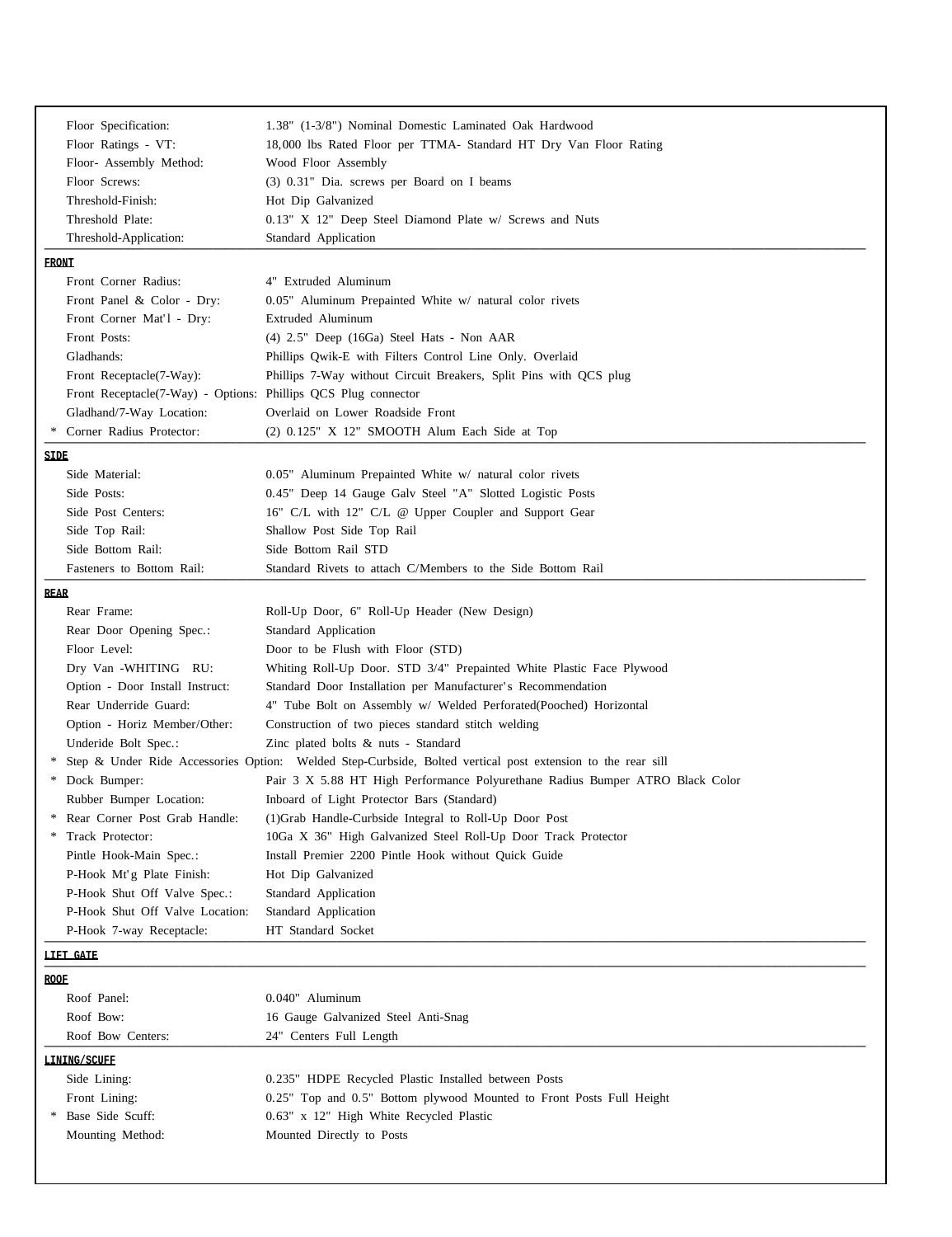| | |
|---|---|
| Floor Specification: | 1.38" (1-3/8") Nominal Domestic Laminated Oak Hardwood |
| Floor Ratings - VT: | 18,000 lbs Rated Floor per TTMA- Standard HT Dry Van Floor Rating |
| Floor- Assembly Method: | Wood Floor Assembly |
| Floor Screws: | (3) 0.31" Dia. screws per Board on I beams |
| Threshold-Finish: | Hot Dip Galvanized |
| Threshold Plate: | 0.13" X 12" Deep Steel Diamond Plate w/ Screws and Nuts |
| Threshold-Application: | Standard Application |

**FRONT**

| | |
|---|---|
| Front Corner Radius: | 4" Extruded Aluminum |
| Front Panel & Color - Dry: | 0.05" Aluminum Prepainted White w/ natural color rivets |
| Front Corner Mat'l - Dry: | Extruded Aluminum |
| Front Posts: | (4) 2.5" Deep (16Ga) Steel Hats - Non AAR |
| Gladhands: | Phillips Qwik-E with Filters Control Line Only. Overlaid |
| Front Receptacle(7-Way): | Phillips 7-Way without Circuit Breakers, Split Pins with QCS plug |
| Front Receptacle(7-Way) - Options: | Phillips QCS Plug connector |
| Gladhand/7-Way Location: | Overlaid on Lower Roadside Front |
| * Corner Radius Protector: | (2) 0.125" X 12" SMOOTH Alum Each Side at Top |

**SIDE**

| | |
|---|---|
| Side Material: | 0.05" Aluminum Prepainted White w/ natural color rivets |
| Side Posts: | 0.45" Deep 14 Gauge Galv Steel "A" Slotted Logistic Posts |
| Side Post Centers: | 16" C/L with 12" C/L @ Upper Coupler and Support Gear |
| Side Top Rail: | Shallow Post Side Top Rail |
| Side Bottom Rail: | Side Bottom Rail STD |
| Fasteners to Bottom Rail: | Standard Rivets to attach C/Members to the Side Bottom Rail |

**REAR**

| | |
|---|---|
| Rear Frame: | Roll-Up Door, 6" Roll-Up Header (New Design) |
| Rear Door Opening Spec.: | Standard Application |
| Floor Level: | Door to be Flush with Floor (STD) |
| Dry Van -WHITING RU: | Whiting Roll-Up Door. STD 3/4" Prepainted White Plastic Face Plywood |
| Option - Door Install Instruct: | Standard Door Installation per Manufacturer's Recommendation |
| Rear Underride Guard: | 4" Tube Bolt on Assembly w/ Welded Perforated(Pooched) Horizontal |
| Option - Horiz Member/Other: | Construction of two pieces standard stitch welding |
| Underide Bolt Spec.: | Zinc plated bolts & nuts - Standard |
| * Step & Under Ride Accessories Option: | Welded Step-Curbside, Bolted vertical post extension to the rear sill |
| * Dock Bumper: | Pair 3 X 5.88 HT High Performance Polyurethane Radius Bumper ATRO Black Color |
| Rubber Bumper Location: | Inboard of Light Protector Bars (Standard) |
| * Rear Corner Post Grab Handle: | (1)Grab Handle-Curbside Integral to Roll-Up Door Post |
| * Track Protector: | 10Ga X 36" High Galvanized Steel Roll-Up Door Track Protector |
| Pintle Hook-Main Spec.: | Install Premier 2200 Pintle Hook without Quick Guide |
| P-Hook Mt'g Plate Finish: | Hot Dip Galvanized |
| P-Hook Shut Off Valve Spec.: | Standard Application |
| P-Hook Shut Off Valve Location: | Standard Application |
| P-Hook 7-way Receptacle: | HT Standard Socket |

**LIFT GATE**

**ROOF**

| | |
|---|---|
| Roof Panel: | 0.040" Aluminum |
| Roof Bow: | 16 Gauge Galvanized Steel Anti-Snag |
| Roof Bow Centers: | 24" Centers Full Length |

**LINING/SCUFF**

| | |
|---|---|
| Side Lining: | 0.235" HDPE Recycled Plastic Installed between Posts |
| Front Lining: | 0.25" Top and 0.5" Bottom plywood Mounted to Front Posts Full Height |
| * Base Side Scuff: | 0.63" x 12" High White Recycled Plastic |
| Mounting Method: | Mounted Directly to Posts |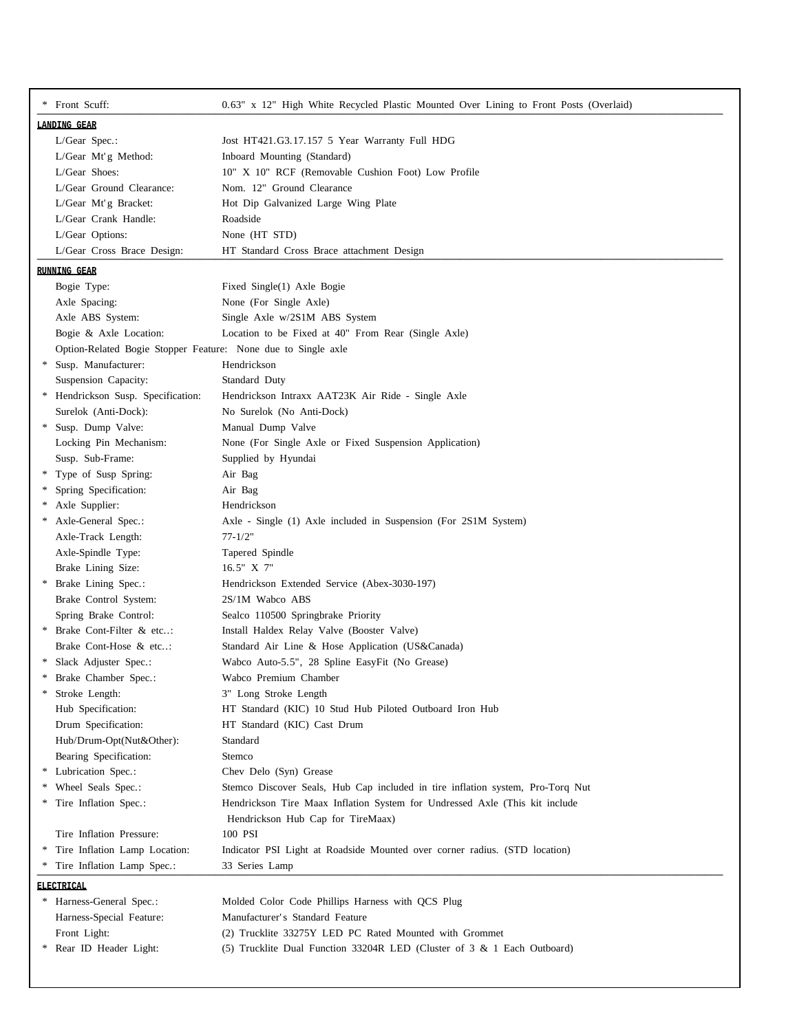| | | |
|---|---|---|
| * | Front Scuff: | 0.63" x 12" High White Recycled Plastic Mounted Over Lining to Front Posts (Overlaid) |

**LANDING GEAR**

| | | |
|---|---|---|
| | L/Gear Spec.: | Jost HT421.G3.17.157 5 Year Warranty Full HDG |
| | L/Gear Mt'g Method: | Inboard Mounting (Standard) |
| | L/Gear Shoes: | 10" X 10" RCF (Removable Cushion Foot) Low Profile |
| | L/Gear Ground Clearance: | Nom. 12" Ground Clearance |
| | L/Gear Mt'g Bracket: | Hot Dip Galvanized Large Wing Plate |
| | L/Gear Crank Handle: | Roadside |
| | L/Gear Options: | None (HT STD) |
| | L/Gear Cross Brace Design: | HT Standard Cross Brace attachment Design |

**RUNNING GEAR**

| | | |
|---|---|---|
| | Bogie Type: | Fixed Single(1) Axle Bogie |
| | Axle Spacing: | None (For Single Axle) |
| | Axle ABS System: | Single Axle w/2S1M ABS System |
| | Bogie & Axle Location: | Location to be Fixed at 40" From Rear (Single Axle) |
| | Option-Related Bogie Stopper Feature: | None due to Single axle |
| * | Susp. Manufacturer: | Hendrickson |
| | Suspension Capacity: | Standard Duty |
| * | Hendrickson Susp. Specification: | Hendrickson Intraxx AAT23K Air Ride - Single Axle |
| | Surelok (Anti-Dock): | No Surelok (No Anti-Dock) |
| * | Susp. Dump Valve: | Manual Dump Valve |
| | Locking Pin Mechanism: | None (For Single Axle or Fixed Suspension Application) |
| | Susp. Sub-Frame: | Supplied by Hyundai |
| * | Type of Susp Spring: | Air Bag |
| * | Spring Specification: | Air Bag |
| * | Axle Supplier: | Hendrickson |
| * | Axle-General Spec.: | Axle - Single (1) Axle included in Suspension (For 2S1M System) |
| | Axle-Track Length: | 77-1/2" |
| | Axle-Spindle Type: | Tapered Spindle |
| | Brake Lining Size: | 16.5" X 7" |
| * | Brake Lining Spec.: | Hendrickson Extended Service (Abex-3030-197) |
| | Brake Control System: | 2S/1M Wabco ABS |
| | Spring Brake Control: | Sealco 110500 Springbrake Priority |
| * | Brake Cont-Filter & etc..: | Install Haldex Relay Valve (Booster Valve) |
| | Brake Cont-Hose & etc..: | Standard Air Line & Hose Application (US&Canada) |
| * | Slack Adjuster Spec.: | Wabco Auto-5.5", 28 Spline EasyFit (No Grease) |
| * | Brake Chamber Spec.: | Wabco Premium Chamber |
| * | Stroke Length: | 3" Long Stroke Length |
| | Hub Specification: | HT Standard (KIC) 10 Stud Hub Piloted Outboard Iron Hub |
| | Drum Specification: | HT Standard (KIC) Cast Drum |
| | Hub/Drum-Opt(Nut&Other): | Standard |
| | Bearing Specification: | Stemco |
| * | Lubrication Spec.: | Chev Delo (Syn) Grease |
| * | Wheel Seals Spec.: | Stemco Discover Seals, Hub Cap included in tire inflation system, Pro-Torq Nut |
| * | Tire Inflation Spec.: | Hendrickson Tire Maax Inflation System for Undressed Axle (This kit include Hendrickson Hub Cap for TireMaax) |
| | Tire Inflation Pressure: | 100 PSI |
| * | Tire Inflation Lamp Location: | Indicator PSI Light at Roadside Mounted over corner radius. (STD location) |
| * | Tire Inflation Lamp Spec.: | 33 Series Lamp |

**ELECTRICAL**

| | | |
|---|---|---|
| * | Harness-General Spec.: | Molded Color Code Phillips Harness with QCS Plug |
| | Harness-Special Feature: | Manufacturer's Standard Feature |
| | Front Light: | (2) Trucklite 33275Y LED PC Rated Mounted with Grommet |
| * | Rear ID Header Light: | (5) Trucklite Dual Function 33204R LED (Cluster of 3 & 1 Each Outboard) |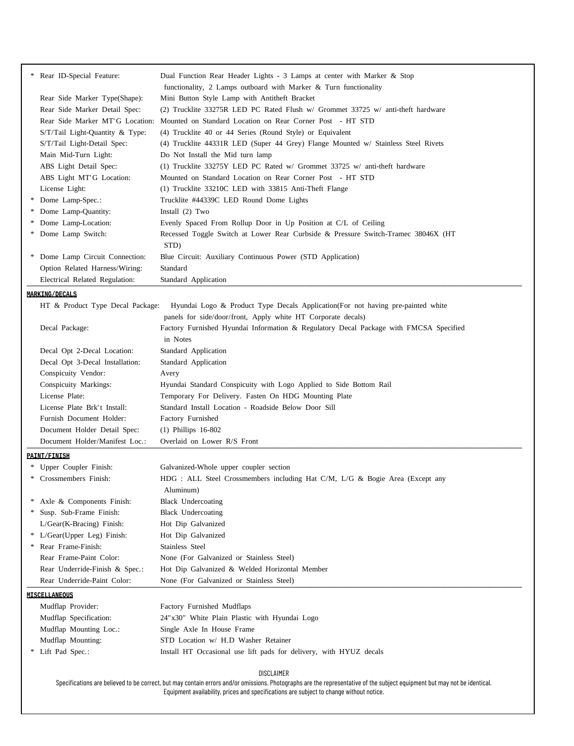| | | |
|---|---|---|
| * | Rear ID-Special Feature: | Dual Function Rear Header Lights - 3 Lamps at center with Marker & Stop functionality, 2 Lamps outboard with Marker & Turn functionality |
| | Rear Side Marker Type(Shape): | Mini Button Style Lamp with Antitheft Bracket |
| | Rear Side Marker Detail Spec: | (2) Trucklite 33275R LED PC Rated Flush w/ Grommet 33725 w/ anti-theft hardware |
| | Rear Side Marker MT'G Location: | Mounted on Standard Location on Rear Corner Post - HT STD |
| | S/T/Tail Light-Quantity & Type: | (4) Trucklite 40 or 44 Series (Round Style) or Equivalent |
| | S/T/Tail Light-Detail Spec: | (4) Trucklite 44331R LED (Super 44 Grey) Flange Mounted w/ Stainless Steel Rivets |
| | Main Mid-Turn Light: | Do Not Install the Mid turn lamp |
| | ABS Light Detail Spec: | (1) Trucklite 33275Y LED PC Rated w/ Grommet 33725 w/ anti-theft hardware |
| | ABS Light MT'G Location: | Mounted on Standard Location on Rear Corner Post - HT STD |
| | License Light: | (1) Trucklite 33210C LED with 33815 Anti-Theft Flange |
| * | Dome Lamp-Spec.: | Trucklite #44339C LED Round Dome Lights |
| * | Dome Lamp-Quantity: | Install (2) Two |
| * | Dome Lamp-Location: | Evenly Spaced From Rollup Door in Up Position at C/L of Ceiling |
| * | Dome Lamp Switch: | Recessed Toggle Switch at Lower Rear Curbside & Pressure Switch-Tramec 38046X (HT STD) |
| * | Dome Lamp Circuit Connection: | Blue Circuit: Auxiliary Continuous Power (STD Application) |
| | Option Related Harness/Wiring: | Standard |
| | Electrical Related Regulation: | Standard Application |

**MARKING/DECALS**

| | | |
|---|---|---|
| | HT & Product Type Decal Package: | Hyundai Logo & Product Type Decals Application(For not having pre-painted white panels for side/door/front, Apply white HT Corporate decals) |
| | Decal Package: | Factory Furnished Hyundai Information & Regulatory Decal Package with FMCSA Specified in Notes |
| | Decal Opt 2-Decal Location: | Standard Application |
| | Decal Opt 3-Decal Installation: | Standard Application |
| | Conspicuity Vendor: | Avery |
| | Conspicuity Markings: | Hyundai Standard Conspicuity with Logo Applied to Side Bottom Rail |
| | License Plate: | Temporary For Delivery. Fasten On HDG Mounting Plate |
| | License Plate Brk't Install: | Standard Install Location - Roadside Below Door Sill |
| | Furnish Document Holder: | Factory Furnished |
| | Document Holder Detail Spec: | (1) Phillips 16-802 |
| | Document Holder/Manifest Loc.: | Overlaid on Lower R/S Front |

**PAINT/FINISH**

| | | |
|---|---|---|
| * | Upper Coupler Finish: | Galvanized-Whole upper coupler section |
| * | Crossmembers Finish: | HDG : ALL Steel Crossmembers including Hat C/M, L/G & Bogie Area (Except any Aluminum) |
| * | Axle & Components Finish: | Black Undercoating |
| * | Susp. Sub-Frame Finish: | Black Undercoating |
| | L/Gear(K-Bracing) Finish: | Hot Dip Galvanized |
| * | L/Gear(Upper Leg) Finish: | Hot Dip Galvanized |
| * | Rear Frame-Finish: | Stainless Steel |
| | Rear Frame-Paint Color: | None (For Galvanized or Stainless Steel) |
| | Rear Underride-Finish & Spec.: | Hot Dip Galvanized & Welded Horizontal Member |
| | Rear Underride-Paint Color: | None (For Galvanized or Stainless Steel) |

**MISCELLANEOUS**

| | | |
|---|---|---|
| | Mudflap Provider: | Factory Furnished Mudflaps |
| | Mudflap Specification: | 24"x30" White Plain Plastic with Hyundai Logo |
| | Mudflap Mounting Loc.: | Single Axle In House Frame |
| | Mudflap Mounting: | STD Location w/ H.D Washer Retainer |
| * | Lift Pad Spec.: | Install HT Occasional use lift pads for delivery, with HYUZ decals |

DISCLAIMER

Specifications are believed to be correct, but may contain errors and/or omissions. Photographs are the representative of the subject equipment but may not be identical. Equipment availability, prices and specifications are subject to change without notice.